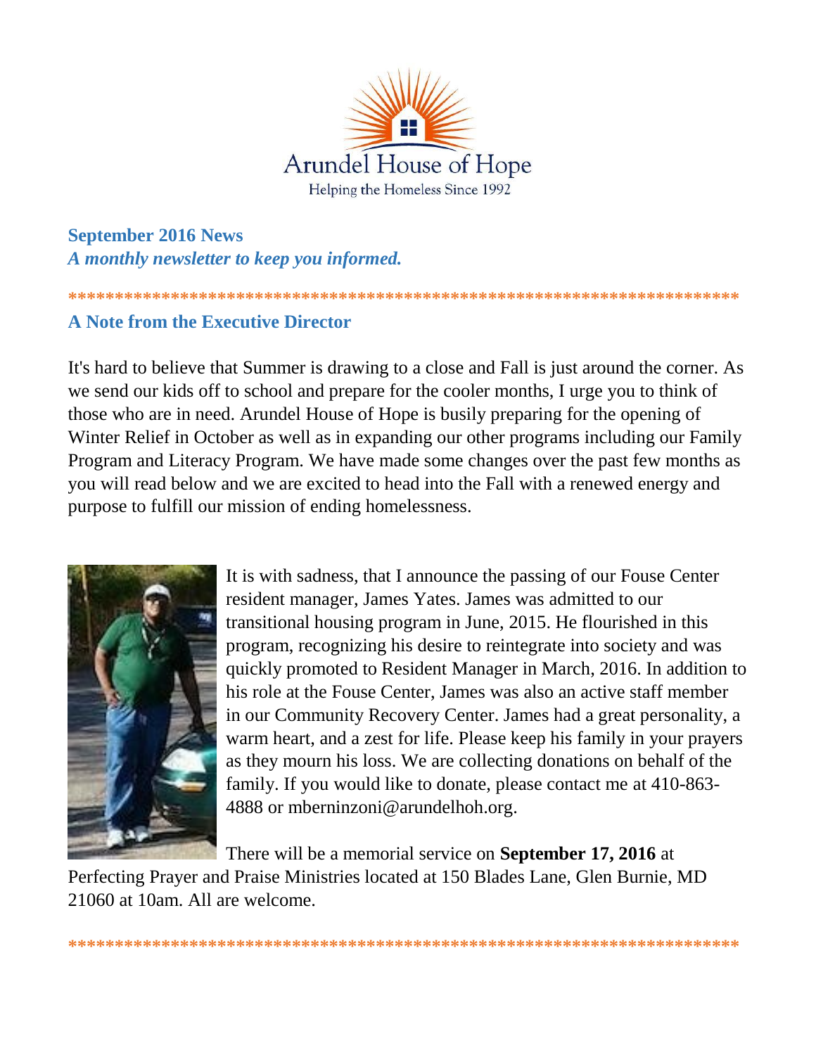Arundel House of Hope

Helping the Homeless Since 1992

**September 2016 News**
***A monthly newsletter to keep you informed.***

***************************************************************************

## A Note from the Executive Director

It's hard to believe that Summer is drawing to a close and Fall is just around the corner. As we send our kids off to school and prepare for the cooler months, I urge you to think of those who are in need. Arundel House of Hope is busily preparing for the opening of Winter Relief in October as well as in expanding our other programs including our Family Program and Literacy Program. We have made some changes over the past few months as you will read below and we are excited to head into the Fall with a renewed energy and purpose to fulfill our mission of ending homelessness.

It is with sadness, that I announce the passing of our Fouse Center resident manager, James Yates. James was admitted to our transitional housing program in June, 2015. He flourished in this program, recognizing his desire to reintegrate into society and was quickly promoted to Resident Manager in March, 2016. In addition to his role at the Fouse Center, James was also an active staff member in our Community Recovery Center. James had a great personality, a warm heart, and a zest for life. Please keep his family in your prayers as they mourn his loss. We are collecting donations on behalf of the family. If you would like to donate, please contact me at 410-863-4888 or mberninzoni@arundelhoh.org.

There will be a memorial service on **September 17, 2016** at Perfecting Prayer and Praise Ministries located at 150 Blades Lane, Glen Burnie, MD 21060 at 10am. All are welcome.

***************************************************************************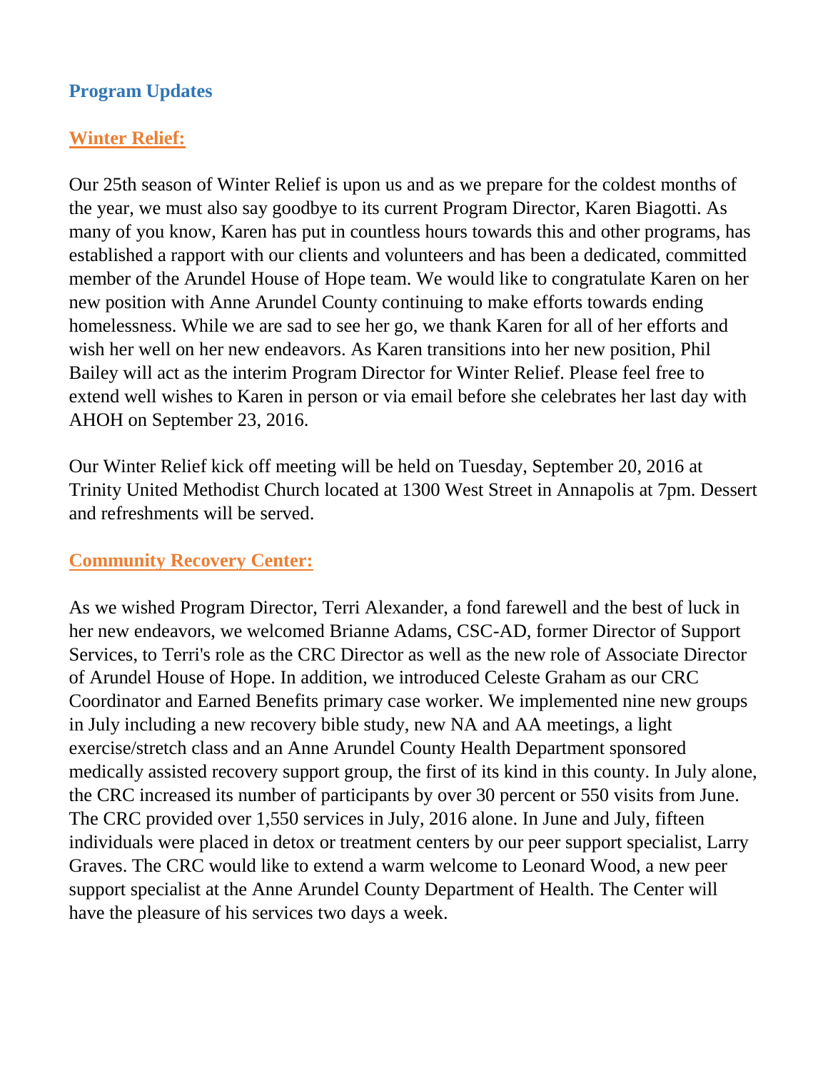## Program Updates

### Winter Relief:

Our 25th season of Winter Relief is upon us and as we prepare for the coldest months of the year, we must also say goodbye to its current Program Director, Karen Biagotti. As many of you know, Karen has put in countless hours towards this and other programs, has established a rapport with our clients and volunteers and has been a dedicated, committed member of the Arundel House of Hope team. We would like to congratulate Karen on her new position with Anne Arundel County continuing to make efforts towards ending homelessness. While we are sad to see her go, we thank Karen for all of her efforts and wish her well on her new endeavors. As Karen transitions into her new position, Phil Bailey will act as the interim Program Director for Winter Relief. Please feel free to extend well wishes to Karen in person or via email before she celebrates her last day with AHOH on September 23, 2016.

Our Winter Relief kick off meeting will be held on Tuesday, September 20, 2016 at Trinity United Methodist Church located at 1300 West Street in Annapolis at 7pm. Dessert and refreshments will be served.

### Community Recovery Center:

As we wished Program Director, Terri Alexander, a fond farewell and the best of luck in her new endeavors, we welcomed Brianne Adams, CSC-AD, former Director of Support Services, to Terri's role as the CRC Director as well as the new role of Associate Director of Arundel House of Hope. In addition, we introduced Celeste Graham as our CRC Coordinator and Earned Benefits primary case worker. We implemented nine new groups in July including a new recovery bible study, new NA and AA meetings, a light exercise/stretch class and an Anne Arundel County Health Department sponsored medically assisted recovery support group, the first of its kind in this county. In July alone, the CRC increased its number of participants by over 30 percent or 550 visits from June. The CRC provided over 1,550 services in July, 2016 alone. In June and July, fifteen individuals were placed in detox or treatment centers by our peer support specialist, Larry Graves. The CRC would like to extend a warm welcome to Leonard Wood, a new peer support specialist at the Anne Arundel County Department of Health. The Center will have the pleasure of his services two days a week.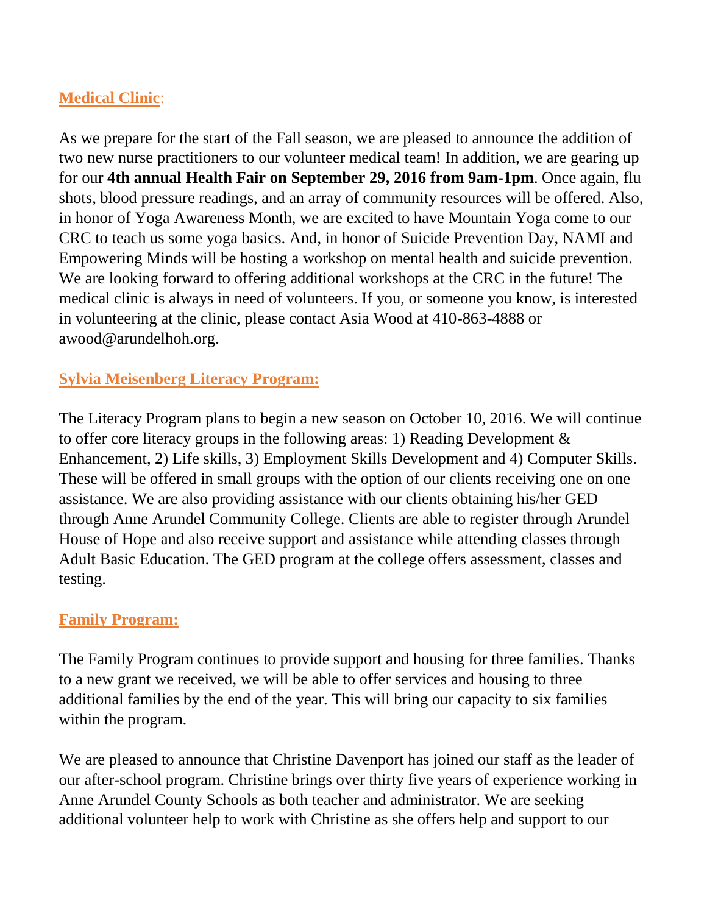## Medical Clinic:

As we prepare for the start of the Fall season, we are pleased to announce the addition of two new nurse practitioners to our volunteer medical team! In addition, we are gearing up for our **4th annual Health Fair on September 29, 2016 from 9am-1pm**. Once again, flu shots, blood pressure readings, and an array of community resources will be offered. Also, in honor of Yoga Awareness Month, we are excited to have Mountain Yoga come to our CRC to teach us some yoga basics. And, in honor of Suicide Prevention Day, NAMI and Empowering Minds will be hosting a workshop on mental health and suicide prevention. We are looking forward to offering additional workshops at the CRC in the future! The medical clinic is always in need of volunteers. If you, or someone you know, is interested in volunteering at the clinic, please contact Asia Wood at 410-863-4888 or awood@arundelhoh.org.

## Sylvia Meisenberg Literacy Program:

The Literacy Program plans to begin a new season on October 10, 2016. We will continue to offer core literacy groups in the following areas: 1) Reading Development & Enhancement, 2) Life skills, 3) Employment Skills Development and 4) Computer Skills. These will be offered in small groups with the option of our clients receiving one on one assistance. We are also providing assistance with our clients obtaining his/her GED through Anne Arundel Community College. Clients are able to register through Arundel House of Hope and also receive support and assistance while attending classes through Adult Basic Education. The GED program at the college offers assessment, classes and testing.

## Family Program:

The Family Program continues to provide support and housing for three families. Thanks to a new grant we received, we will be able to offer services and housing to three additional families by the end of the year. This will bring our capacity to six families within the program.

We are pleased to announce that Christine Davenport has joined our staff as the leader of our after-school program. Christine brings over thirty five years of experience working in Anne Arundel County Schools as both teacher and administrator. We are seeking additional volunteer help to work with Christine as she offers help and support to our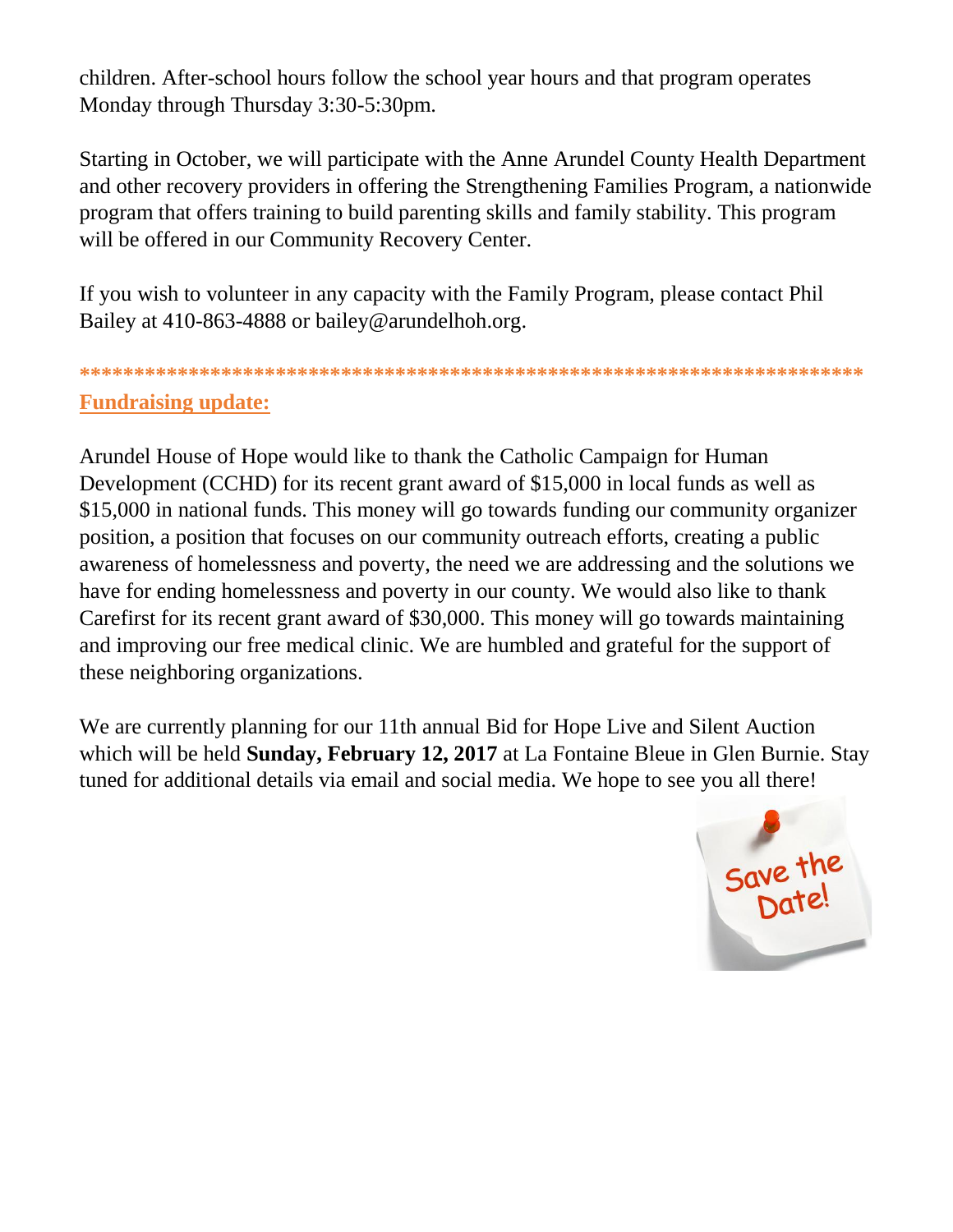children. After-school hours follow the school year hours and that program operates Monday through Thursday 3:30-5:30pm.

Starting in October, we will participate with the Anne Arundel County Health Department and other recovery providers in offering the Strengthening Families Program, a nationwide program that offers training to build parenting skills and family stability. This program will be offered in our Community Recovery Center.

If you wish to volunteer in any capacity with the Family Program, please contact Phil Bailey at 410-863-4888 or bailey@arundelhoh.org.

**************************************************************************

## Fundraising update:

Arundel House of Hope would like to thank the Catholic Campaign for Human Development (CCHD) for its recent grant award of $15,000 in local funds as well as $15,000 in national funds. This money will go towards funding our community organizer position, a position that focuses on our community outreach efforts, creating a public awareness of homelessness and poverty, the need we are addressing and the solutions we have for ending homelessness and poverty in our county. We would also like to thank Carefirst for its recent grant award of $30,000. This money will go towards maintaining and improving our free medical clinic. We are humbled and grateful for the support of these neighboring organizations.

We are currently planning for our 11th annual Bid for Hope Live and Silent Auction which will be held **Sunday, February 12, 2017** at La Fontaine Bleue in Glen Burnie. Stay tuned for additional details via email and social media. We hope to see you all there!

Save the Date!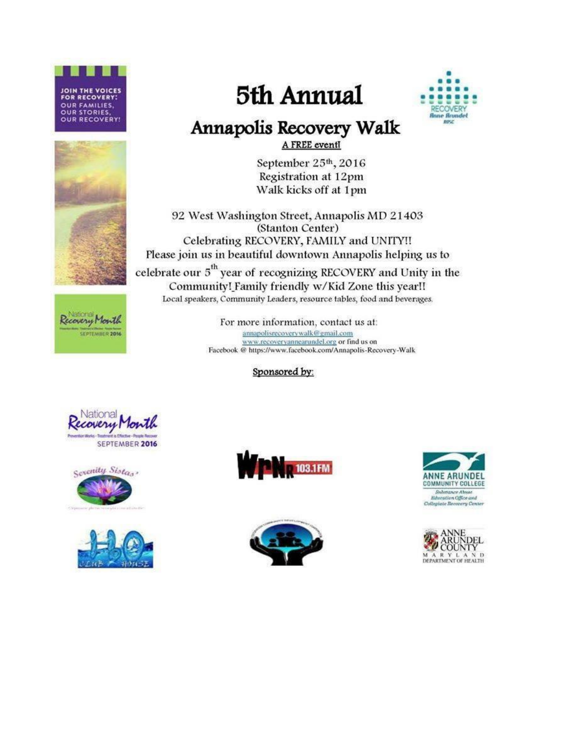# 5th Annual

## Annapolis Recovery Walk

A FREE event!

September 25th, 2016
Registration at 12pm
Walk kicks off at 1pm

92 West Washington Street, Annapolis MD 21403
(Stanton Center)
Celebrating RECOVERY, FAMILY and UNITY!!
Please join us in beautiful downtown Annapolis helping us to celebrate our 5th year of recognizing RECOVERY and Unity in the Community! Family friendly w/Kid Zone this year!!
Local speakers, Community Leaders, resource tables, food and beverages.

For more information, contact us at:
annapolisrecoverywalk@gmail.com
www.recoveryannearundel.org or find us on
Facebook @ https://www.facebook.com/Annapolis-Recovery-Walk

Sponsored by: